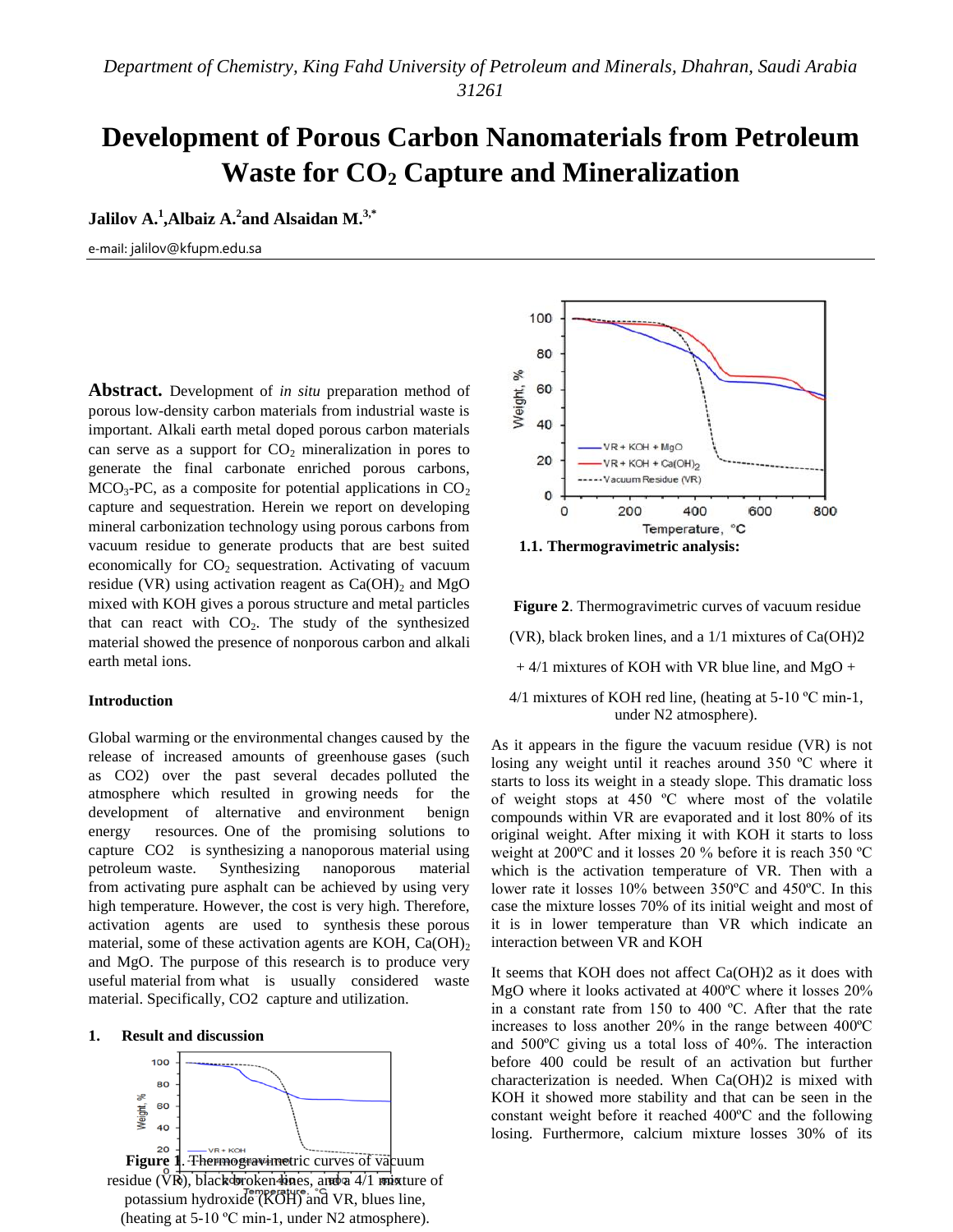*Department of Chemistry, King Fahd University of Petroleum and Minerals, Dhahran, Saudi Arabia 31261*

# Development of Porous Carbon Nanomaterials from Petroleum Waste for $CO_2$ Capture and Mineralization

**Jalilov A.[1], Albaiz A.[2] and Alsaidan M.[3,*]**

e-mail: jalilov@kfupm.edu.sa

**Abstract.** Development of *in situ* preparation method of porous low-density carbon materials from industrial waste is important. Alkali earth metal doped porous carbon materials can serve as a support for $CO_2$ mineralization in pores to generate the final carbonate enriched porous carbons, $MCO_3$-PC, as a composite for potential applications in $CO_2$ capture and sequestration. Herein we report on developing mineral carbonization technology using porous carbons from vacuum residue to generate products that are best suited economically for $CO_2$ sequestration. Activating of vacuum residue (VR) using activation reagent as $Ca(OH)_2$ and MgO mixed with KOH gives a porous structure and metal particles that can react with $CO_2$. The study of the synthesized material showed the presence of nonporous carbon and alkali earth metal ions.

## Introduction

Global warming or the environmental changes caused by the release of increased amounts of greenhouse gases (such as CO2) over the past several decades polluted the atmosphere which resulted in growing needs for the development of alternative and environment benign energy resources. One of the promising solutions to capture CO2 is synthesizing a nanoporous material using petroleum waste. Synthesizing nanoporous material from activating pure asphalt can be achieved by using very high temperature. However, the cost is very high. Therefore, activation agents are used to synthesis these porous material, some of these activation agents are KOH, $Ca(OH)_2$ and MgO. The purpose of this research is to produce very useful material from what is usually considered waste material. Specifically, CO2 capture and utilization.

## 1. Result and discussion

**Figure 1**. Thermogravimetric curves of vacuum residue (VR), black broken lines, and a 4/1 mixture of potassium hydroxide (KOH) and VR, blues line, (heating at 5-10 ºC min-1, under N2 atmosphere).

### 1.1. Thermogravimetric analysis:

**Figure 2**. Thermogravimetric curves of vacuum residue (VR), black broken lines, and a 1/1 mixtures of Ca(OH)2 + 4/1 mixtures of KOH with VR blue line, and MgO + 4/1 mixtures of KOH red line, (heating at 5-10 ºC min-1, under N2 atmosphere).

As it appears in the figure the vacuum residue (VR) is not losing any weight until it reaches around 350 ºC where it starts to loss its weight in a steady slope. This dramatic loss of weight stops at 450 ºC where most of the volatile compounds within VR are evaporated and it lost 80% of its original weight. After mixing it with KOH it starts to loss weight at 200ºC and it losses 20 % before it is reach 350 ºC which is the activation temperature of VR. Then with a lower rate it losses 10% between 350ºC and 450ºC. In this case the mixture losses 70% of its initial weight and most of it is in lower temperature than VR which indicate an interaction between VR and KOH

It seems that KOH does not affect Ca(OH)2 as it does with MgO where it looks activated at 400ºC where it losses 20% in a constant rate from 150 to 400 ºC. After that the rate increases to loss another 20% in the range between 400ºC and 500ºC giving us a total loss of 40%. The interaction before 400 could be result of an activation but further characterization is needed. When Ca(OH)2 is mixed with KOH it showed more stability and that can be seen in the constant weight before it reached 400ºC and the following losing. Furthermore, calcium mixture losses 30% of its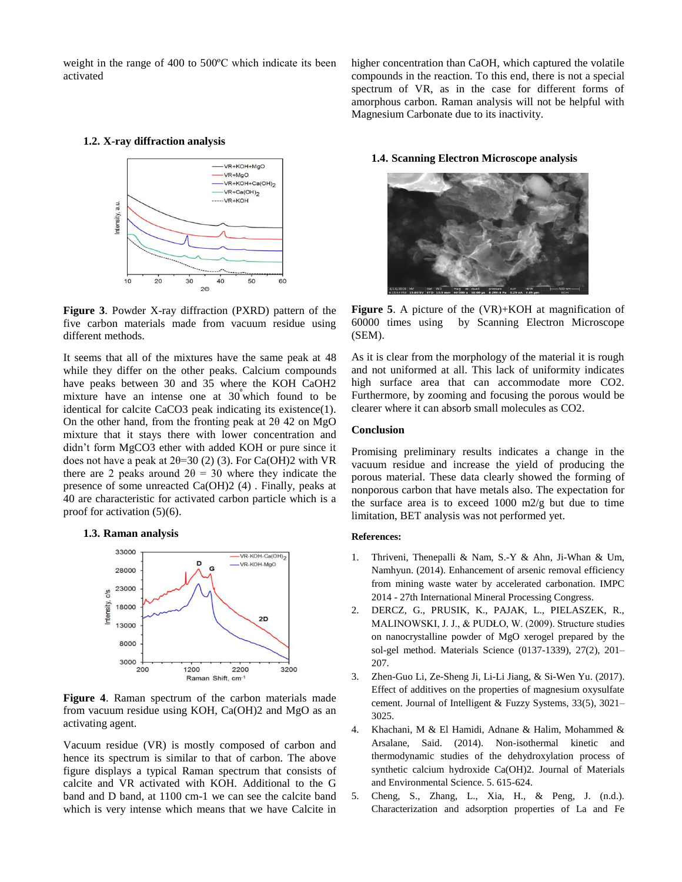weight in the range of 400 to 500ºC which indicate its been activated

### 1.2. X-ray diffraction analysis

**Figure 3**. Powder X-ray diffraction (PXRD) pattern of the five carbon materials made from vacuum residue using different methods.

It seems that all of the mixtures have the same peak at 48 while they differ on the other peaks. Calcium compounds have peaks between 30 and 35 where the KOH CaOH2 mixture have an intense one at 30° which found to be identical for calcite $CaCO_3$ peak indicating its existence(1). On the other hand, from the fronting peak at 2θ 42 on MgO mixture that it stays there with lower concentration and didn't form $MgCO_3$ ether with added KOH or pure since it does not have a peak at 2θ=30 (2) (3). For $Ca(OH)_2$ with VR there are 2 peaks around 2θ = 30 where they indicate the presence of some unreacted $Ca(OH)_2$ (4) . Finally, peaks at 40 are characteristic for activated carbon particle which is a proof for activation (5)(6).

### 1.3. Raman analysis

**Figure 4**. Raman spectrum of the carbon materials made from vacuum residue using KOH, $Ca(OH)_2$ and MgO as an activating agent.

Vacuum residue (VR) is mostly composed of carbon and hence its spectrum is similar to that of carbon. The above figure displays a typical Raman spectrum that consists of calcite and VR activated with KOH. Additional to the G band and D band, at 1100 cm-1 we can see the calcite band which is very intense which means that we have Calcite in higher concentration than CaOH, which captured the volatile compounds in the reaction. To this end, there is not a special spectrum of VR, as in the case for different forms of amorphous carbon. Raman analysis will not be helpful with Magnesium Carbonate due to its inactivity.

### 1.4. Scanning Electron Microscope analysis

**Figure 5**. A picture of the (VR)+KOH at magnification of 60000 times using by Scanning Electron Microscope (SEM).

As it is clear from the morphology of the material it is rough and not uniformed at all. This lack of uniformity indicates high surface area that can accommodate more CO2. Furthermore, by zooming and focusing the porous would be clearer where it can absorb small molecules as CO2.

## Conclusion

Promising preliminary results indicates a change in the vacuum residue and increase the yield of producing the porous material. These data clearly showed the forming of nonporous carbon that have metals also. The expectation for the surface area is to exceed 1000 m2/g but due to time limitation, BET analysis was not performed yet.

## References:

1. Thriveni, Thenepalli & Nam, S.-Y & Ahn, Ji-Whan & Um, Namhyun. (2014). Enhancement of arsenic removal efficiency from mining waste water by accelerated carbonation. IMPC 2014 - 27th International Mineral Processing Congress.
2. DERCZ, G., PRUSIK, K., PAJAK, L., PIELASZEK, R., MALINOWSKI, J. J., & PUDŁO, W. (2009). Structure studies on nanocrystalline powder of MgO xerogel prepared by the sol-gel method. Materials Science (0137-1339), 27(2), 201–207.
3. Zhen-Guo Li, Ze-Sheng Ji, Li-Li Jiang, & Si-Wen Yu. (2017). Effect of additives on the properties of magnesium oxysulfate cement. Journal of Intelligent & Fuzzy Systems, 33(5), 3021–3025.
4. Khachani, M & El Hamidi, Adnane & Halim, Mohammed & Arsalane, Said. (2014). Non-isothermal kinetic and thermodynamic studies of the dehydroxylation process of synthetic calcium hydroxide $Ca(OH)_2$. Journal of Materials and Environmental Science. 5. 615-624.
5. Cheng, S., Zhang, L., Xia, H., & Peng, J. (n.d.). Characterization and adsorption properties of La and Fe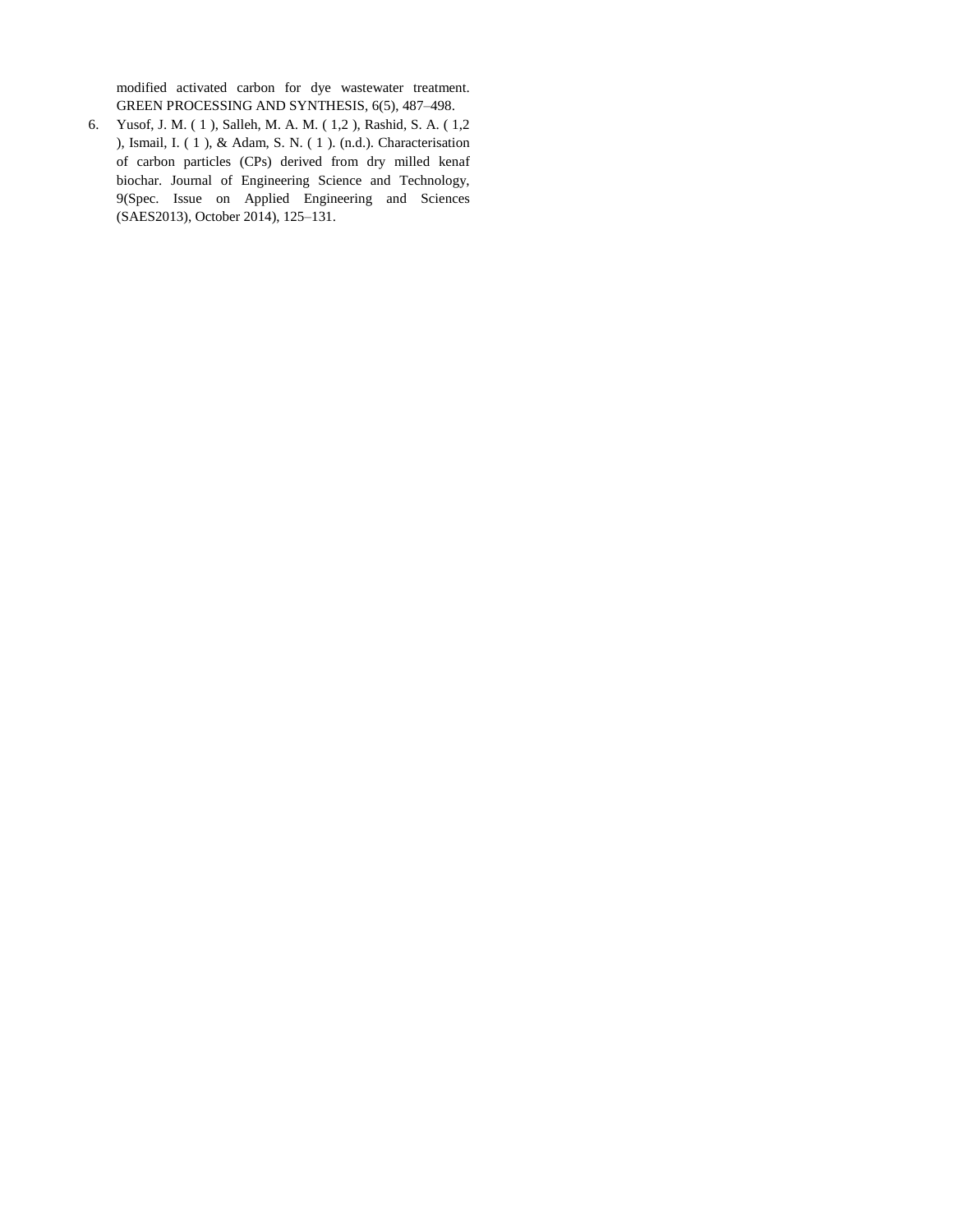modified activated carbon for dye wastewater treatment. GREEN PROCESSING AND SYNTHESIS, 6(5), 487–498.

6. Yusof, J. M. ( 1 ), Salleh, M. A. M. ( 1,2 ), Rashid, S. A. ( 1,2 ), Ismail, I. ( 1 ), & Adam, S. N. ( 1 ). (n.d.). Characterisation of carbon particles (CPs) derived from dry milled kenaf biochar. Journal of Engineering Science and Technology, 9(Spec. Issue on Applied Engineering and Sciences (SAES2013), October 2014), 125–131.